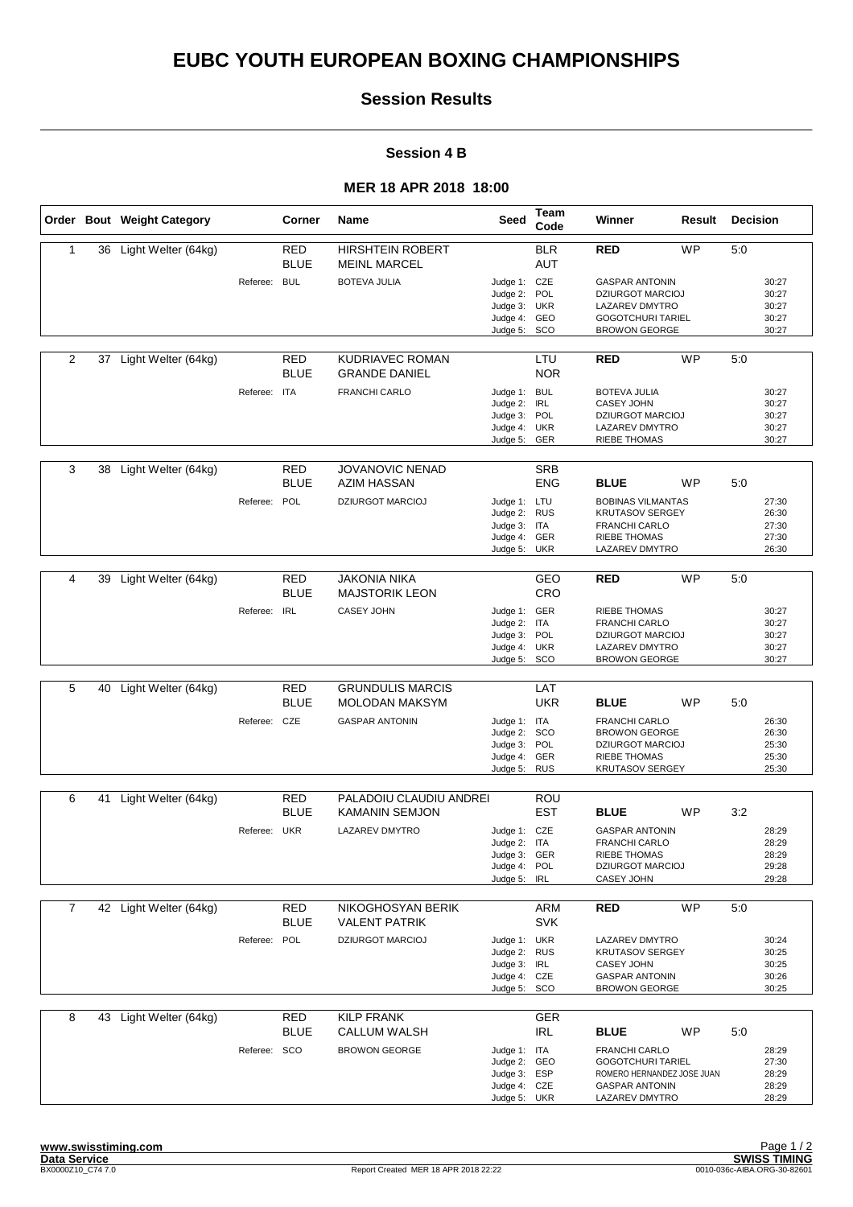# EUBC YOUTH EUROPEAN BOXING CHAMPIONSHIPS

## Session Results

### Session 4 B

### MER 18 APR 2018 18:00

| Order | Bout | Weight Category | | Corner | Name | Seed | Team Code | Winner | Result | Decision |
|---|---|---|---|---|---|---|---|---|---|---|
| 1 | 36 | Light Welter (64kg) | | RED | HIRSHTEIN ROBERT | | BLR | **RED** | WP | 5:0 |
| | | | | BLUE | MEINL MARCEL | | AUT | | | |
| | | | Referee: BUL | | BOTEVA JULIA | Judge 1: | CZE | GASPAR ANTONIN | | 30:27 |
| | | | | | | Judge 2: | POL | DZIURGOT MARCIOJ | | 30:27 |
| | | | | | | Judge 3: | UKR | LAZAREV DMYTRO | | 30:27 |
| | | | | | | Judge 4: | GEO | GOGOTCHURI TARIEL | | 30:27 |
| | | | | | | Judge 5: | SCO | BROWON GEORGE | | 30:27 |
| 2 | 37 | Light Welter (64kg) | | RED | KUDRIAVEC ROMAN | | LTU | **RED** | WP | 5:0 |
| | | | | BLUE | GRANDE DANIEL | | NOR | | | |
| | | | Referee: ITA | | FRANCHI CARLO | Judge 1: | BUL | BOTEVA JULIA | | 30:27 |
| | | | | | | Judge 2: | IRL | CASEY JOHN | | 30:27 |
| | | | | | | Judge 3: | POL | DZIURGOT MARCIOJ | | 30:27 |
| | | | | | | Judge 4: | UKR | LAZAREV DMYTRO | | 30:27 |
| | | | | | | Judge 5: | GER | RIEBE THOMAS | | 30:27 |
| 3 | 38 | Light Welter (64kg) | | RED | JOVANOVIC NENAD | | SRB | | | |
| | | | | BLUE | AZIM HASSAN | | ENG | **BLUE** | WP | 5:0 |
| | | | Referee: POL | | DZIURGOT MARCIOJ | Judge 1: | LTU | BOBINAS VILMANTAS | | 27:30 |
| | | | | | | Judge 2: | RUS | KRUTASOV SERGEY | | 26:30 |
| | | | | | | Judge 3: | ITA | FRANCHI CARLO | | 27:30 |
| | | | | | | Judge 4: | GER | RIEBE THOMAS | | 27:30 |
| | | | | | | Judge 5: | UKR | LAZAREV DMYTRO | | 26:30 |
| 4 | 39 | Light Welter (64kg) | | RED | JAKONIA NIKA | | GEO | **RED** | WP | 5:0 |
| | | | | BLUE | MAJSTORIK LEON | | CRO | | | |
| | | | Referee: IRL | | CASEY JOHN | Judge 1: | GER | RIEBE THOMAS | | 30:27 |
| | | | | | | Judge 2: | ITA | FRANCHI CARLO | | 30:27 |
| | | | | | | Judge 3: | POL | DZIURGOT MARCIOJ | | 30:27 |
| | | | | | | Judge 4: | UKR | LAZAREV DMYTRO | | 30:27 |
| | | | | | | Judge 5: | SCO | BROWON GEORGE | | 30:27 |
| 5 | 40 | Light Welter (64kg) | | RED | GRUNDULIS MARCIS | | LAT | | | |
| | | | | BLUE | MOLODAN MAKSYM | | UKR | **BLUE** | WP | 5:0 |
| | | | Referee: CZE | | GASPAR ANTONIN | Judge 1: | ITA | FRANCHI CARLO | | 26:30 |
| | | | | | | Judge 2: | SCO | BROWON GEORGE | | 26:30 |
| | | | | | | Judge 3: | POL | DZIURGOT MARCIOJ | | 25:30 |
| | | | | | | Judge 4: | GER | RIEBE THOMAS | | 25:30 |
| | | | | | | Judge 5: | RUS | KRUTASOV SERGEY | | 25:30 |
| 6 | 41 | Light Welter (64kg) | | RED | PALADOIU CLAUDIU ANDREI | | ROU | | | |
| | | | | BLUE | KAMANIN SEMJON | | EST | **BLUE** | WP | 3:2 |
| | | | Referee: UKR | | LAZAREV DMYTRO | Judge 1: | CZE | GASPAR ANTONIN | | 28:29 |
| | | | | | | Judge 2: | ITA | FRANCHI CARLO | | 28:29 |
| | | | | | | Judge 3: | GER | RIEBE THOMAS | | 28:29 |
| | | | | | | Judge 4: | POL | DZIURGOT MARCIOJ | | 29:28 |
| | | | | | | Judge 5: | IRL | CASEY JOHN | | 29:28 |
| 7 | 42 | Light Welter (64kg) | | RED | NIKOGHOSYAN BERIK | | ARM | **RED** | WP | 5:0 |
| | | | | BLUE | VALENT PATRIK | | SVK | | | |
| | | | Referee: POL | | DZIURGOT MARCIOJ | Judge 1: | UKR | LAZAREV DMYTRO | | 30:24 |
| | | | | | | Judge 2: | RUS | KRUTASOV SERGEY | | 30:25 |
| | | | | | | Judge 3: | IRL | CASEY JOHN | | 30:25 |
| | | | | | | Judge 4: | CZE | GASPAR ANTONIN | | 30:26 |
| | | | | | | Judge 5: | SCO | BROWON GEORGE | | 30:25 |
| 8 | 43 | Light Welter (64kg) | | RED | KILP FRANK | | GER | | | |
| | | | | BLUE | CALLUM WALSH | | IRL | **BLUE** | WP | 5:0 |
| | | | Referee: SCO | | BROWON GEORGE | Judge 1: | ITA | FRANCHI CARLO | | 28:29 |
| | | | | | | Judge 2: | GEO | GOGOTCHURI TARIEL | | 27:30 |
| | | | | | | Judge 3: | ESP | ROMERO HERNANDEZ JOSE JUAN | | 28:29 |
| | | | | | | Judge 4: | CZE | GASPAR ANTONIN | | 28:29 |
| | | | | | | Judge 5: | UKR | LAZAREV DMYTRO | | 28:29 |

**www.swisstiming.com**
**Data Service**
BX0000Z10_C74 7.0

Report Created MER 18 APR 2018 22:22

**SWISS TIMING**
0010-036c-AIBA.ORG-30-82601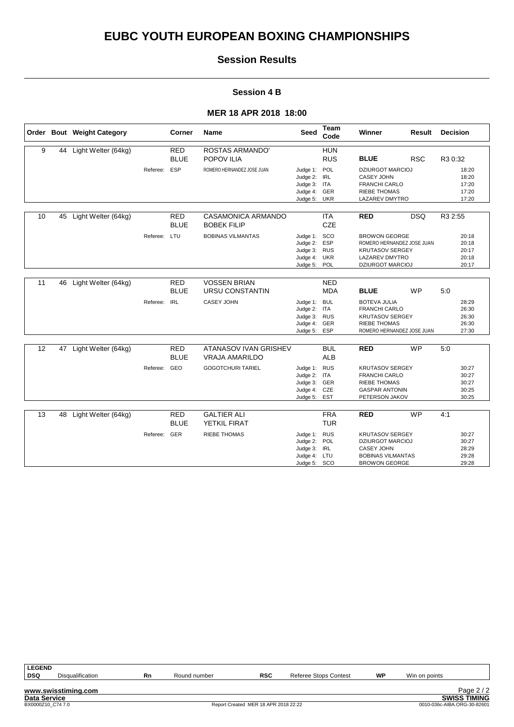# EUBC YOUTH EUROPEAN BOXING CHAMPIONSHIPS

## Session Results

### Session 4 B

### MER 18 APR 2018 18:00

| Order | Bout | Weight Category | | Corner | Name | Seed | Team Code | Winner | Result | Decision |
|---|---|---|---|---|---|---|---|---|---|---|
| 9 | 44 | Light Welter (64kg) | | RED | ROSTAS ARMANDO' | | HUN | | | |
| | | | | BLUE | POPOV ILIA | | RUS | **BLUE** | RSC | R3 0:32 |
| | | | Referee: | ESP | ROMERO HERNANDEZ JOSE JUAN | Judge 1: | POL | DZIURGOT MARCIOJ | | 18:20 |
| | | | | | | Judge 2: | IRL | CASEY JOHN | | 18:20 |
| | | | | | | Judge 3: | ITA | FRANCHI CARLO | | 17:20 |
| | | | | | | Judge 4: | GER | RIEBE THOMAS | | 17:20 |
| | | | | | | Judge 5: | UKR | LAZAREV DMYTRO | | 17:20 |
| 10 | 45 | Light Welter (64kg) | | RED | CASAMONICA ARMANDO | | ITA | **RED** | DSQ | R3 2:55 |
| | | | | BLUE | BOBEK FILIP | | CZE | | | |
| | | | Referee: | LTU | BOBINAS VILMANTAS | Judge 1: | SCO | BROWON GEORGE | | 20:18 |
| | | | | | | Judge 2: | ESP | ROMERO HERNANDEZ JOSE JUAN | | 20:18 |
| | | | | | | Judge 3: | RUS | KRUTASOV SERGEY | | 20:17 |
| | | | | | | Judge 4: | UKR | LAZAREV DMYTRO | | 20:18 |
| | | | | | | Judge 5: | POL | DZIURGOT MARCIOJ | | 20:17 |
| 11 | 46 | Light Welter (64kg) | | RED | VOSSEN BRIAN | | NED | | | |
| | | | | BLUE | URSU CONSTANTIN | | MDA | **BLUE** | WP | 5:0 |
| | | | Referee: | IRL | CASEY JOHN | Judge 1: | BUL | BOTEVA JULIA | | 28:29 |
| | | | | | | Judge 2: | ITA | FRANCHI CARLO | | 26:30 |
| | | | | | | Judge 3: | RUS | KRUTASOV SERGEY | | 26:30 |
| | | | | | | Judge 4: | GER | RIEBE THOMAS | | 26:30 |
| | | | | | | Judge 5: | ESP | ROMERO HERNANDEZ JOSE JUAN | | 27:30 |
| 12 | 47 | Light Welter (64kg) | | RED | ATANASOV IVAN GRISHEV | | BUL | **RED** | WP | 5:0 |
| | | | | BLUE | VRAJA AMARILDO | | ALB | | | |
| | | | Referee: | GEO | GOGOTCHURI TARIEL | Judge 1: | RUS | KRUTASOV SERGEY | | 30:27 |
| | | | | | | Judge 2: | ITA | FRANCHI CARLO | | 30:27 |
| | | | | | | Judge 3: | GER | RIEBE THOMAS | | 30:27 |
| | | | | | | Judge 4: | CZE | GASPAR ANTONIN | | 30:25 |
| | | | | | | Judge 5: | EST | PETERSON JAKOV | | 30:25 |
| 13 | 48 | Light Welter (64kg) | | RED | GALTIER ALI | | FRA | **RED** | WP | 4:1 |
| | | | | BLUE | YETKIL FIRAT | | TUR | | | |
| | | | Referee: | GER | RIEBE THOMAS | Judge 1: | RUS | KRUTASOV SERGEY | | 30:27 |
| | | | | | | Judge 2: | POL | DZIURGOT MARCIOJ | | 30:27 |
| | | | | | | Judge 3: | IRL | CASEY JOHN | | 28:29 |
| | | | | | | Judge 4: | LTU | BOBINAS VILMANTAS | | 29:28 |
| | | | | | | Judge 5: | SCO | BROWON GEORGE | | 29:28 |

**LEGEND**

| | | | | | | | |
|---|---|---|---|---|---|---|---|
| **DSQ** | Disqualification | **Rn** | Round number | **RSC** | Referee Stops Contest | **WP** | Win on points |

www.swisstiming.com

Data Service

BX0000Z10_C74 7.0 — Report Created MER 18 APR 2018 22:22 — SWISS TIMING — 0010-036c-AIBA.ORG-30-82601